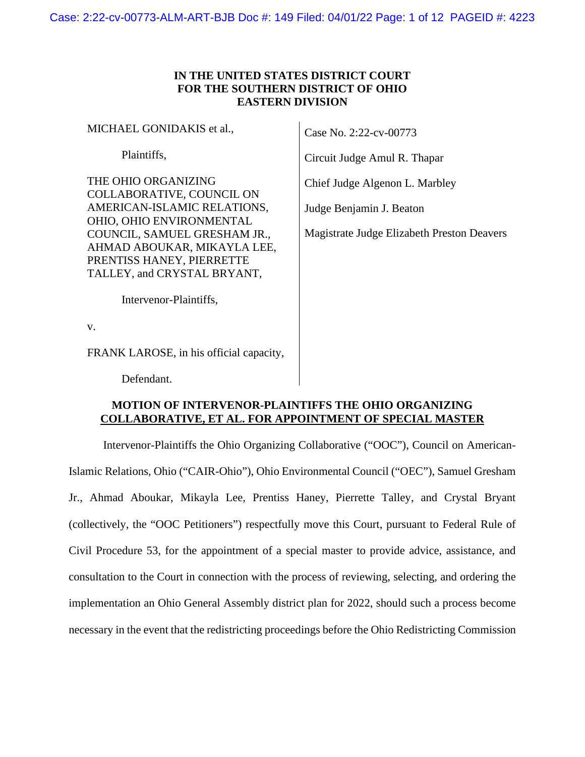**IN THE UNITED STATES DISTRICT COURT**
**FOR THE SOUTHERN DISTRICT OF OHIO**
**EASTERN DIVISION**

MICHAEL GONIDAKIS et al.,

Plaintiffs,

THE OHIO ORGANIZING COLLABORATIVE, COUNCIL ON AMERICAN-ISLAMIC RELATIONS, OHIO, OHIO ENVIRONMENTAL COUNCIL, SAMUEL GRESHAM JR., AHMAD ABOUKAR, MIKAYLA LEE, PRENTISS HANEY, PIERRETTE TALLEY, and CRYSTAL BRYANT,

Intervenor-Plaintiffs,

v.

FRANK LAROSE, in his official capacity,

Defendant.

Case No. 2:22-cv-00773

Circuit Judge Amul R. Thapar

Chief Judge Algenon L. Marbley

Judge Benjamin J. Beaton

Magistrate Judge Elizabeth Preston Deavers

**MOTION OF INTERVENOR-PLAINTIFFS THE OHIO ORGANIZING COLLABORATIVE, ET AL. FOR APPOINTMENT OF SPECIAL MASTER**

Intervenor-Plaintiffs the Ohio Organizing Collaborative ("OOC"), Council on American-Islamic Relations, Ohio ("CAIR-Ohio"), Ohio Environmental Council ("OEC"), Samuel Gresham Jr., Ahmad Aboukar, Mikayla Lee, Prentiss Haney, Pierrette Talley, and Crystal Bryant (collectively, the "OOC Petitioners") respectfully move this Court, pursuant to Federal Rule of Civil Procedure 53, for the appointment of a special master to provide advice, assistance, and consultation to the Court in connection with the process of reviewing, selecting, and ordering the implementation an Ohio General Assembly district plan for 2022, should such a process become necessary in the event that the redistricting proceedings before the Ohio Redistricting Commission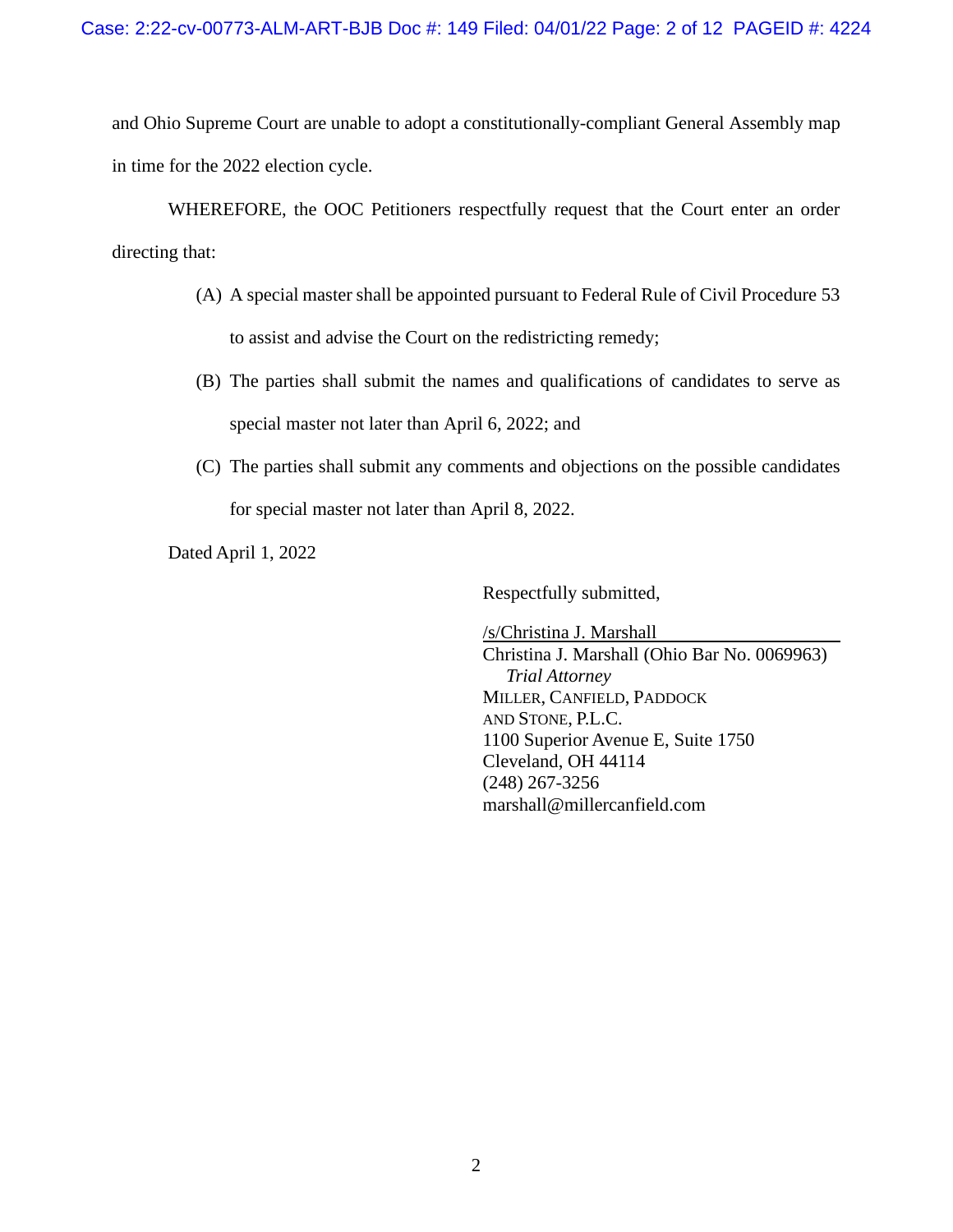and Ohio Supreme Court are unable to adopt a constitutionally-compliant General Assembly map in time for the 2022 election cycle.

WHEREFORE, the OOC Petitioners respectfully request that the Court enter an order directing that:

(A) A special master shall be appointed pursuant to Federal Rule of Civil Procedure 53 to assist and advise the Court on the redistricting remedy;

(B) The parties shall submit the names and qualifications of candidates to serve as special master not later than April 6, 2022; and

(C) The parties shall submit any comments and objections on the possible candidates for special master not later than April 8, 2022.

Dated April 1, 2022

Respectfully submitted,

/s/Christina J. Marshall
Christina J. Marshall (Ohio Bar No. 0069963)
*Trial Attorney*
MILLER, CANFIELD, PADDOCK AND STONE, P.L.C.
1100 Superior Avenue E, Suite 1750
Cleveland, OH 44114
(248) 267-3256
marshall@millercanfield.com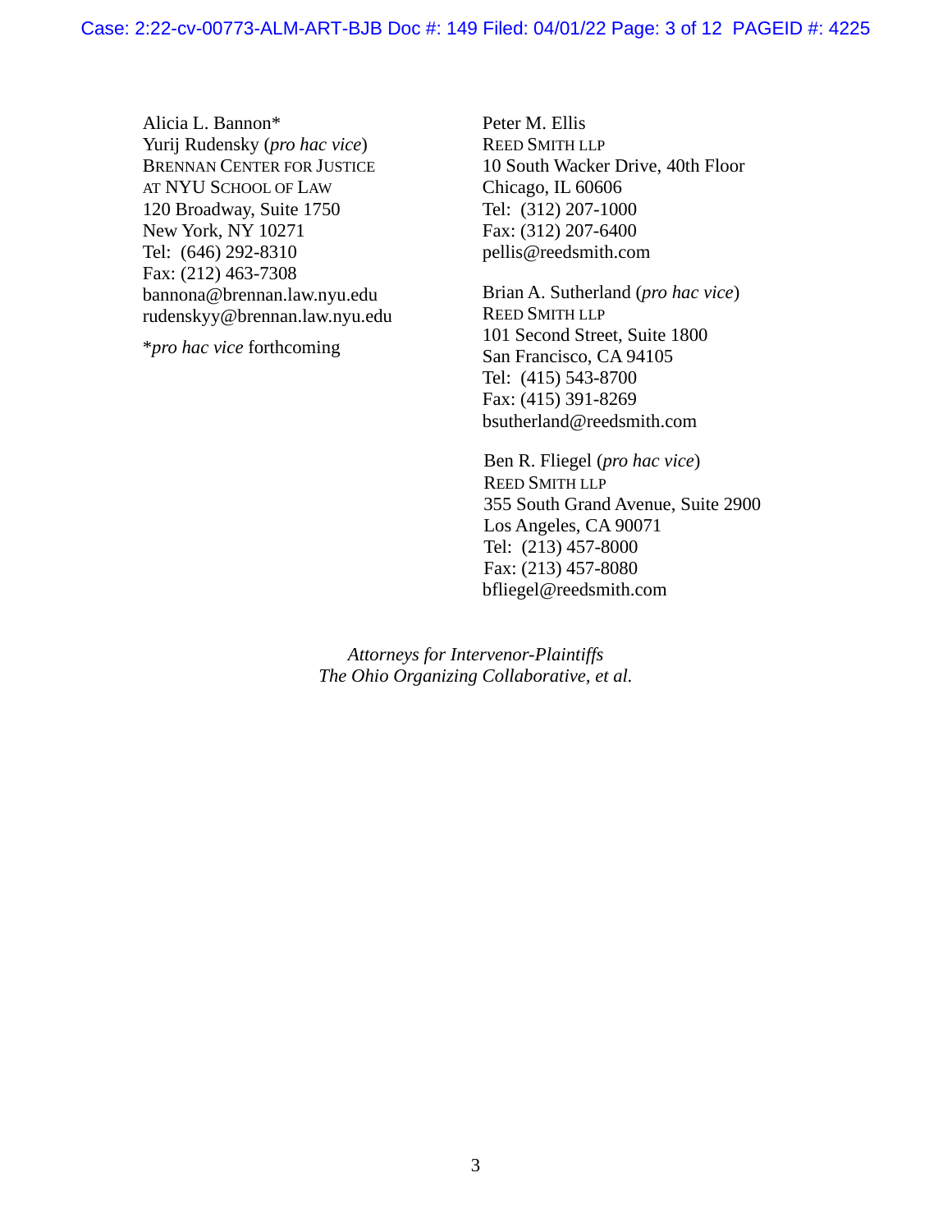Alicia L. Bannon*
Yurij Rudensky (*pro hac vice*)
BRENNAN CENTER FOR JUSTICE
AT NYU SCHOOL OF LAW
120 Broadway, Suite 1750
New York, NY 10271
Tel: (646) 292-8310
Fax: (212) 463-7308
bannona@brennan.law.nyu.edu
rudenskyy@brennan.law.nyu.edu

*\*pro hac vice* forthcoming

Peter M. Ellis
REED SMITH LLP
10 South Wacker Drive, 40th Floor
Chicago, IL 60606
Tel: (312) 207-1000
Fax: (312) 207-6400
pellis@reedsmith.com

Brian A. Sutherland (*pro hac vice*)
REED SMITH LLP
101 Second Street, Suite 1800
San Francisco, CA 94105
Tel: (415) 543-8700
Fax: (415) 391-8269
bsutherland@reedsmith.com

Ben R. Fliegel (*pro hac vice*)
REED SMITH LLP
355 South Grand Avenue, Suite 2900
Los Angeles, CA 90071
Tel: (213) 457-8000
Fax: (213) 457-8080
bfliegel@reedsmith.com

*Attorneys for Intervenor-Plaintiffs*
*The Ohio Organizing Collaborative, et al.*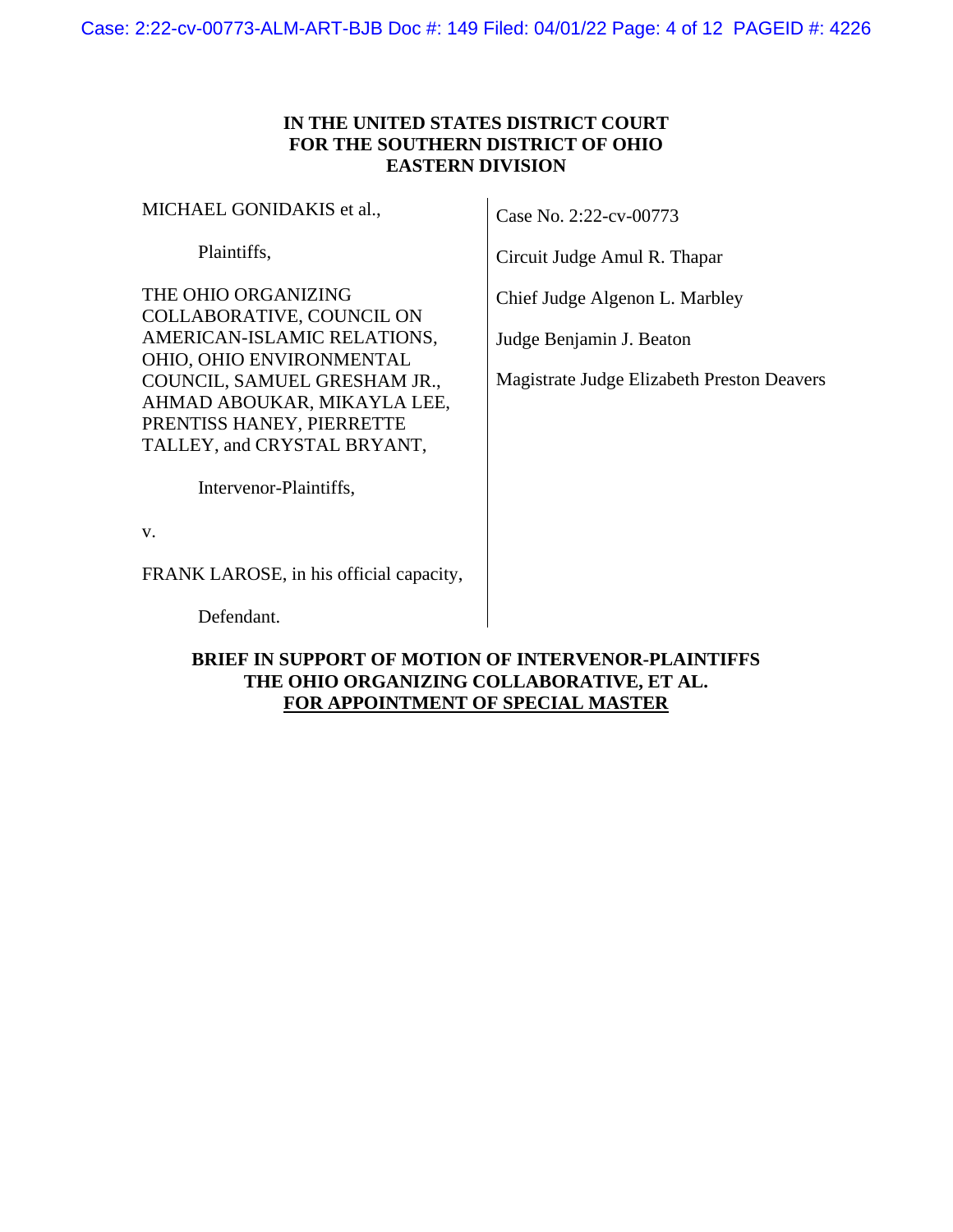**IN THE UNITED STATES DISTRICT COURT**
**FOR THE SOUTHERN DISTRICT OF OHIO**
**EASTERN DIVISION**

MICHAEL GONIDAKIS et al.,

Plaintiffs,

THE OHIO ORGANIZING COLLABORATIVE, COUNCIL ON AMERICAN-ISLAMIC RELATIONS, OHIO, OHIO ENVIRONMENTAL COUNCIL, SAMUEL GRESHAM JR., AHMAD ABOUKAR, MIKAYLA LEE, PRENTISS HANEY, PIERRETTE TALLEY, and CRYSTAL BRYANT,

Intervenor-Plaintiffs,

v.

FRANK LAROSE, in his official capacity,

Defendant.

Case No. 2:22-cv-00773

Circuit Judge Amul R. Thapar

Chief Judge Algenon L. Marbley

Judge Benjamin J. Beaton

Magistrate Judge Elizabeth Preston Deavers

**BRIEF IN SUPPORT OF MOTION OF INTERVENOR-PLAINTIFFS THE OHIO ORGANIZING COLLABORATIVE, ET AL. FOR APPOINTMENT OF SPECIAL MASTER**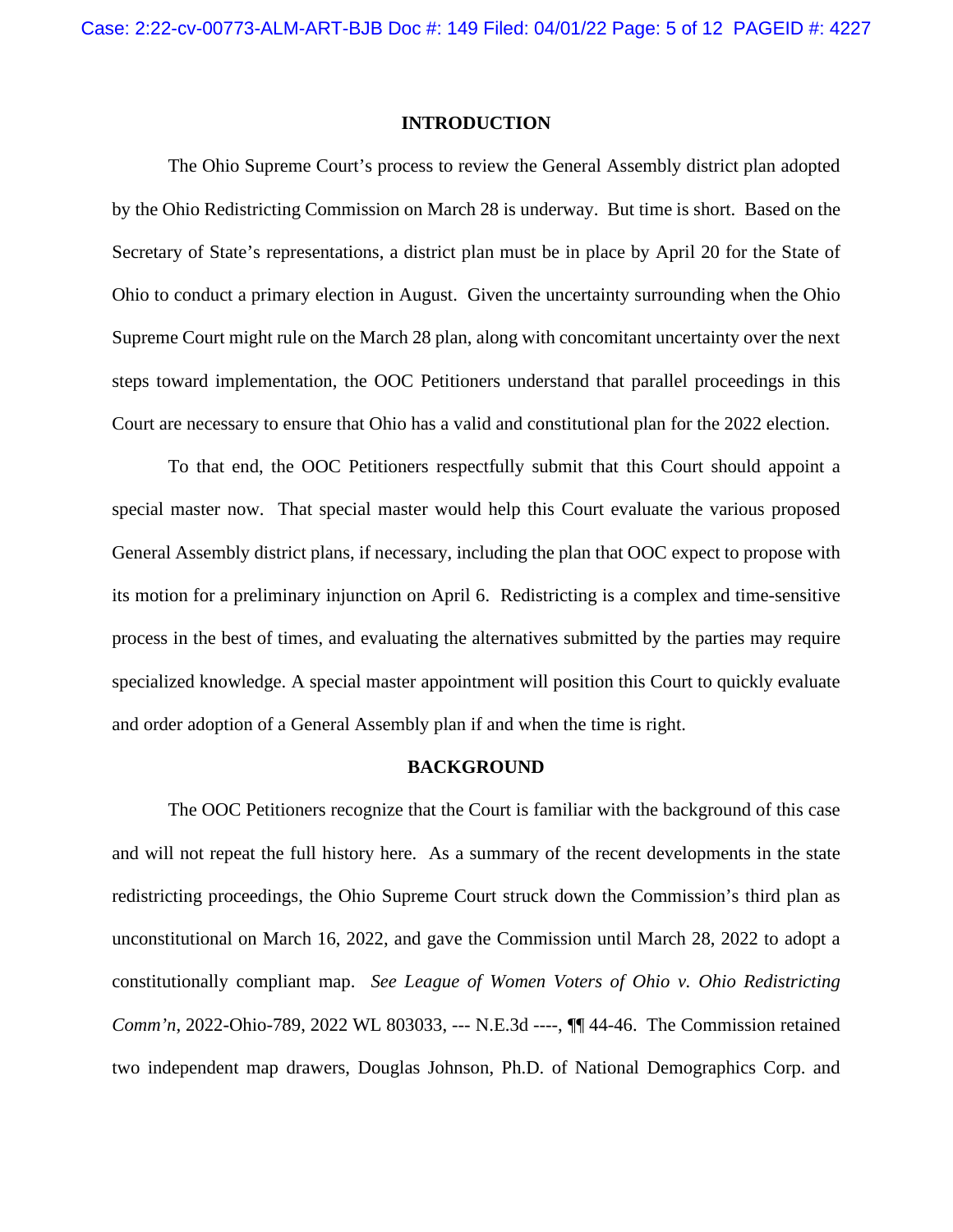## INTRODUCTION

The Ohio Supreme Court's process to review the General Assembly district plan adopted by the Ohio Redistricting Commission on March 28 is underway. But time is short. Based on the Secretary of State's representations, a district plan must be in place by April 20 for the State of Ohio to conduct a primary election in August. Given the uncertainty surrounding when the Ohio Supreme Court might rule on the March 28 plan, along with concomitant uncertainty over the next steps toward implementation, the OOC Petitioners understand that parallel proceedings in this Court are necessary to ensure that Ohio has a valid and constitutional plan for the 2022 election.

To that end, the OOC Petitioners respectfully submit that this Court should appoint a special master now. That special master would help this Court evaluate the various proposed General Assembly district plans, if necessary, including the plan that OOC expect to propose with its motion for a preliminary injunction on April 6. Redistricting is a complex and time-sensitive process in the best of times, and evaluating the alternatives submitted by the parties may require specialized knowledge. A special master appointment will position this Court to quickly evaluate and order adoption of a General Assembly plan if and when the time is right.

## BACKGROUND

The OOC Petitioners recognize that the Court is familiar with the background of this case and will not repeat the full history here. As a summary of the recent developments in the state redistricting proceedings, the Ohio Supreme Court struck down the Commission's third plan as unconstitutional on March 16, 2022, and gave the Commission until March 28, 2022 to adopt a constitutionally compliant map. *See League of Women Voters of Ohio v. Ohio Redistricting Comm'n*, 2022-Ohio-789, 2022 WL 803033, --- N.E.3d ----, ¶¶ 44-46. The Commission retained two independent map drawers, Douglas Johnson, Ph.D. of National Demographics Corp. and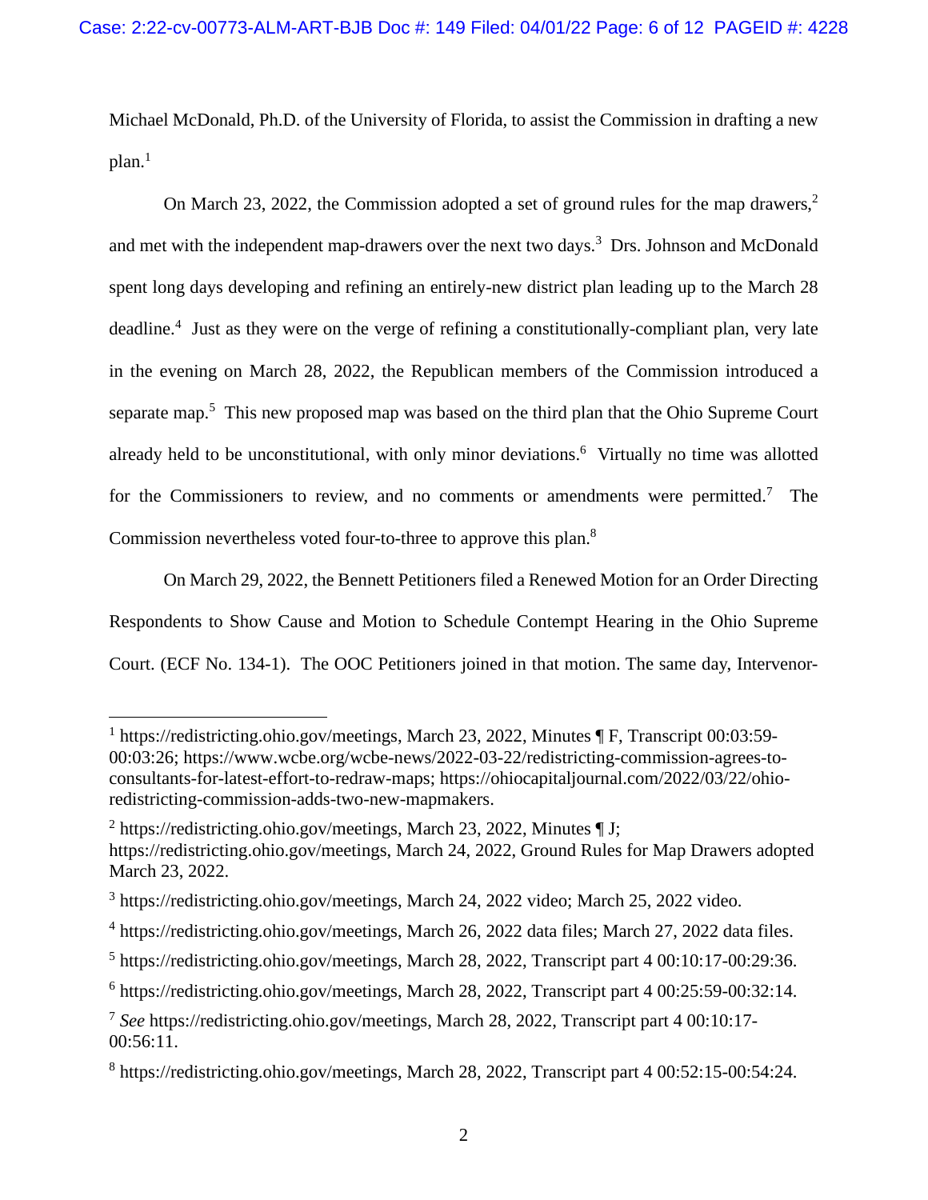Michael McDonald, Ph.D. of the University of Florida, to assist the Commission in drafting a new plan.[1]

On March 23, 2022, the Commission adopted a set of ground rules for the map drawers,[2] and met with the independent map-drawers over the next two days.[3] Drs. Johnson and McDonald spent long days developing and refining an entirely-new district plan leading up to the March 28 deadline.[4] Just as they were on the verge of refining a constitutionally-compliant plan, very late in the evening on March 28, 2022, the Republican members of the Commission introduced a separate map.[5] This new proposed map was based on the third plan that the Ohio Supreme Court already held to be unconstitutional, with only minor deviations.[6] Virtually no time was allotted for the Commissioners to review, and no comments or amendments were permitted.[7] The Commission nevertheless voted four-to-three to approve this plan.[8]

On March 29, 2022, the Bennett Petitioners filed a Renewed Motion for an Order Directing Respondents to Show Cause and Motion to Schedule Contempt Hearing in the Ohio Supreme Court. (ECF No. 134-1). The OOC Petitioners joined in that motion. The same day, Intervenor-

---

[1] https://redistricting.ohio.gov/meetings, March 23, 2022, Minutes ¶ F, Transcript 00:03:59-00:03:26; https://www.wcbe.org/wcbe-news/2022-03-22/redistricting-commission-agrees-to-consultants-for-latest-effort-to-redraw-maps; https://ohiocapitaljournal.com/2022/03/22/ohio-redistricting-commission-adds-two-new-mapmakers.

[2] https://redistricting.ohio.gov/meetings, March 23, 2022, Minutes ¶ J; https://redistricting.ohio.gov/meetings, March 24, 2022, Ground Rules for Map Drawers adopted March 23, 2022.

[3] https://redistricting.ohio.gov/meetings, March 24, 2022 video; March 25, 2022 video.

[4] https://redistricting.ohio.gov/meetings, March 26, 2022 data files; March 27, 2022 data files.

[5] https://redistricting.ohio.gov/meetings, March 28, 2022, Transcript part 4 00:10:17-00:29:36.

[6] https://redistricting.ohio.gov/meetings, March 28, 2022, Transcript part 4 00:25:59-00:32:14.

[7] *See* https://redistricting.ohio.gov/meetings, March 28, 2022, Transcript part 4 00:10:17-00:56:11.

[8] https://redistricting.ohio.gov/meetings, March 28, 2022, Transcript part 4 00:52:15-00:54:24.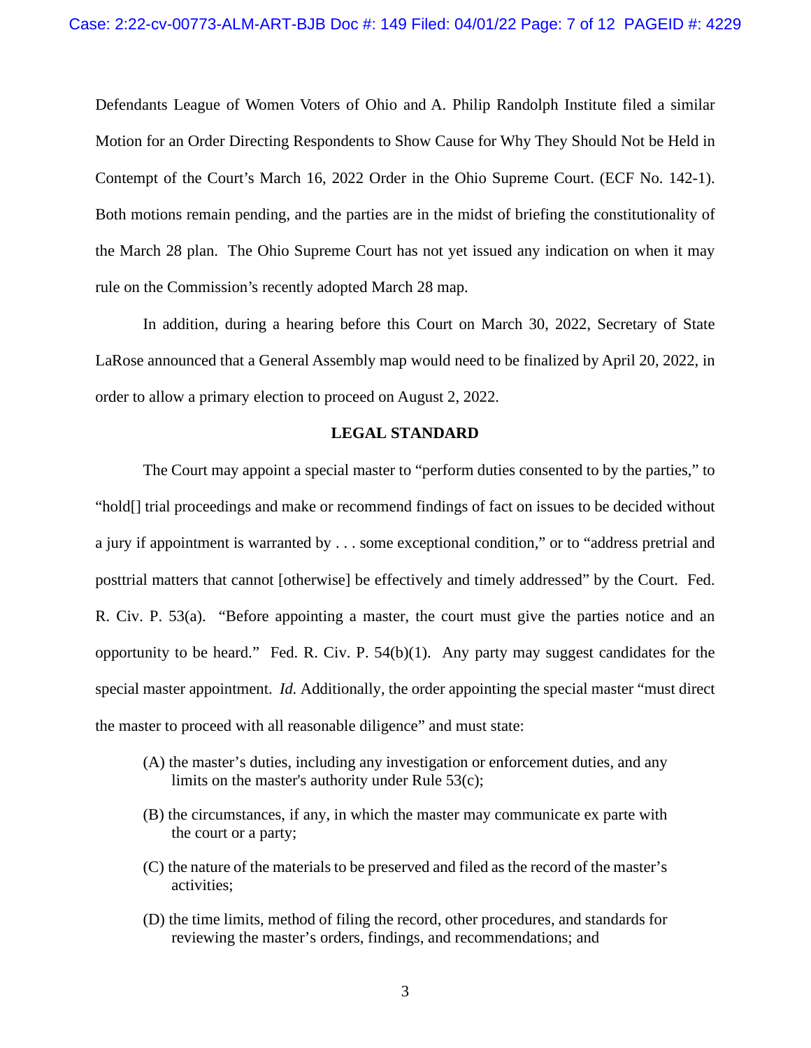Defendants League of Women Voters of Ohio and A. Philip Randolph Institute filed a similar Motion for an Order Directing Respondents to Show Cause for Why They Should Not be Held in Contempt of the Court's March 16, 2022 Order in the Ohio Supreme Court. (ECF No. 142-1). Both motions remain pending, and the parties are in the midst of briefing the constitutionality of the March 28 plan. The Ohio Supreme Court has not yet issued any indication on when it may rule on the Commission's recently adopted March 28 map.

In addition, during a hearing before this Court on March 30, 2022, Secretary of State LaRose announced that a General Assembly map would need to be finalized by April 20, 2022, in order to allow a primary election to proceed on August 2, 2022.

## LEGAL STANDARD

The Court may appoint a special master to "perform duties consented to by the parties," to "hold[] trial proceedings and make or recommend findings of fact on issues to be decided without a jury if appointment is warranted by . . . some exceptional condition," or to "address pretrial and posttrial matters that cannot [otherwise] be effectively and timely addressed" by the Court. Fed. R. Civ. P. 53(a). "Before appointing a master, the court must give the parties notice and an opportunity to be heard." Fed. R. Civ. P. 54(b)(1). Any party may suggest candidates for the special master appointment. *Id.* Additionally, the order appointing the special master "must direct the master to proceed with all reasonable diligence" and must state:

> (A) the master's duties, including any investigation or enforcement duties, and any limits on the master's authority under Rule 53(c);
>
> (B) the circumstances, if any, in which the master may communicate ex parte with the court or a party;
>
> (C) the nature of the materials to be preserved and filed as the record of the master's activities;
>
> (D) the time limits, method of filing the record, other procedures, and standards for reviewing the master's orders, findings, and recommendations; and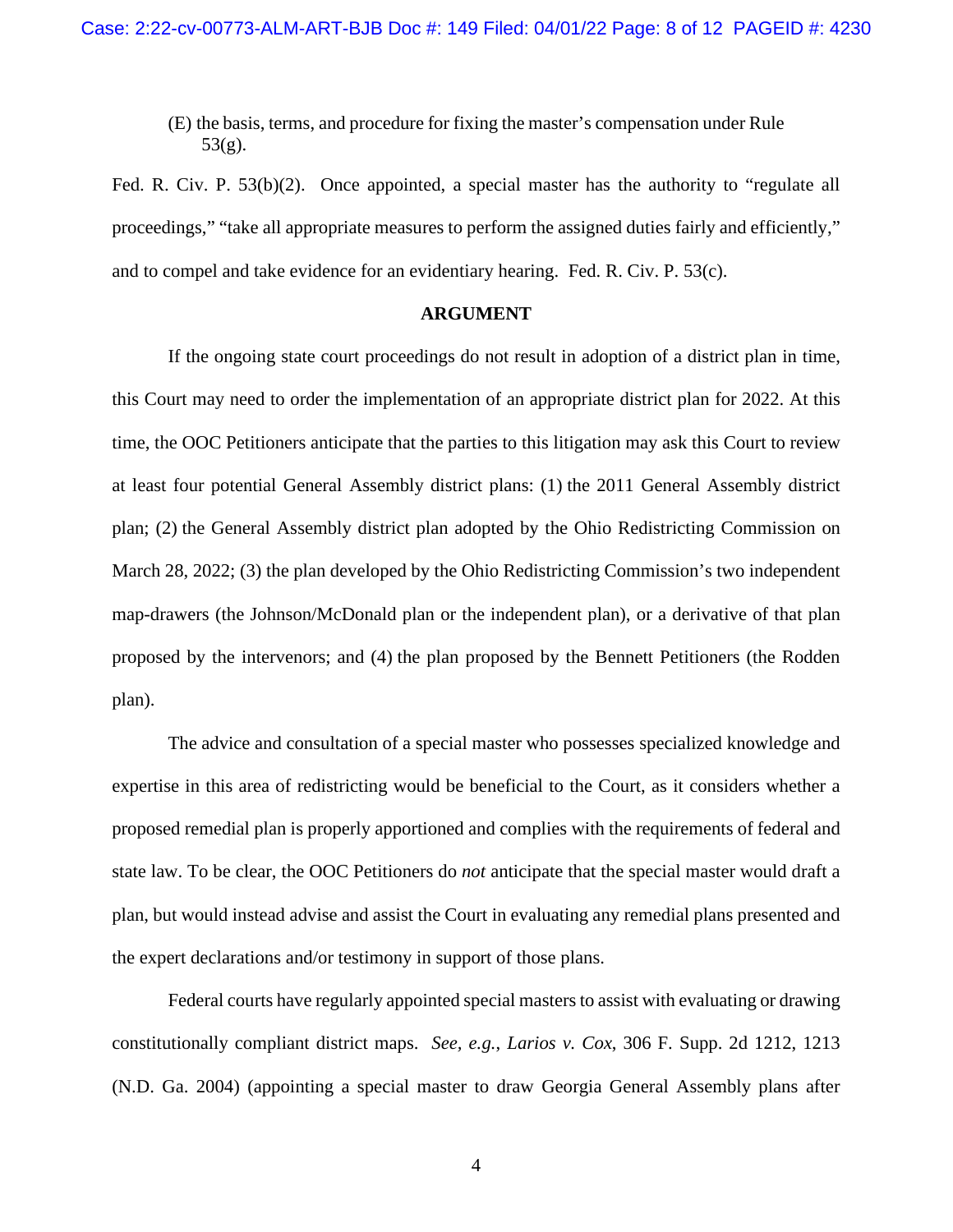(E) the basis, terms, and procedure for fixing the master's compensation under Rule 53(g).

Fed. R. Civ. P. 53(b)(2). Once appointed, a special master has the authority to "regulate all proceedings," "take all appropriate measures to perform the assigned duties fairly and efficiently," and to compel and take evidence for an evidentiary hearing. Fed. R. Civ. P. 53(c).

## ARGUMENT

If the ongoing state court proceedings do not result in adoption of a district plan in time, this Court may need to order the implementation of an appropriate district plan for 2022. At this time, the OOC Petitioners anticipate that the parties to this litigation may ask this Court to review at least four potential General Assembly district plans: (1) the 2011 General Assembly district plan; (2) the General Assembly district plan adopted by the Ohio Redistricting Commission on March 28, 2022; (3) the plan developed by the Ohio Redistricting Commission's two independent map-drawers (the Johnson/McDonald plan or the independent plan), or a derivative of that plan proposed by the intervenors; and (4) the plan proposed by the Bennett Petitioners (the Rodden plan).

The advice and consultation of a special master who possesses specialized knowledge and expertise in this area of redistricting would be beneficial to the Court, as it considers whether a proposed remedial plan is properly apportioned and complies with the requirements of federal and state law. To be clear, the OOC Petitioners do *not* anticipate that the special master would draft a plan, but would instead advise and assist the Court in evaluating any remedial plans presented and the expert declarations and/or testimony in support of those plans.

Federal courts have regularly appointed special masters to assist with evaluating or drawing constitutionally compliant district maps. *See, e.g.*, *Larios v. Cox*, 306 F. Supp. 2d 1212, 1213 (N.D. Ga. 2004) (appointing a special master to draw Georgia General Assembly plans after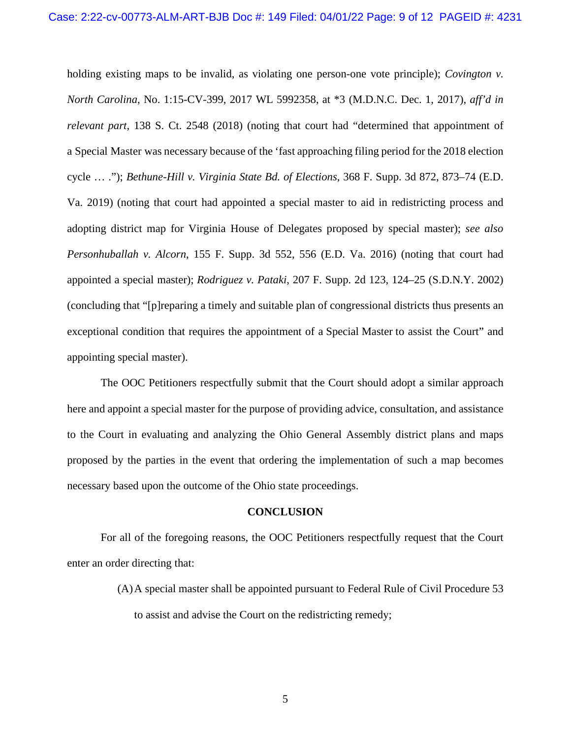holding existing maps to be invalid, as violating one person-one vote principle); *Covington v. North Carolina*, No. 1:15-CV-399, 2017 WL 5992358, at *3 (M.D.N.C. Dec. 1, 2017), *aff'd in relevant part*, 138 S. Ct. 2548 (2018) (noting that court had "determined that appointment of a Special Master was necessary because of the 'fast approaching filing period for the 2018 election cycle … ."); *Bethune-Hill v. Virginia State Bd. of Elections*, 368 F. Supp. 3d 872, 873–74 (E.D. Va. 2019) (noting that court had appointed a special master to aid in redistricting process and adopting district map for Virginia House of Delegates proposed by special master); *see also Personhuballah v. Alcorn*, 155 F. Supp. 3d 552, 556 (E.D. Va. 2016) (noting that court had appointed a special master); *Rodriguez v. Pataki*, 207 F. Supp. 2d 123, 124–25 (S.D.N.Y. 2002) (concluding that "[p]reparing a timely and suitable plan of congressional districts thus presents an exceptional condition that requires the appointment of a Special Master to assist the Court" and appointing special master).

The OOC Petitioners respectfully submit that the Court should adopt a similar approach here and appoint a special master for the purpose of providing advice, consultation, and assistance to the Court in evaluating and analyzing the Ohio General Assembly district plans and maps proposed by the parties in the event that ordering the implementation of such a map becomes necessary based upon the outcome of the Ohio state proceedings.

## CONCLUSION

For all of the foregoing reasons, the OOC Petitioners respectfully request that the Court enter an order directing that:

(A) A special master shall be appointed pursuant to Federal Rule of Civil Procedure 53 to assist and advise the Court on the redistricting remedy;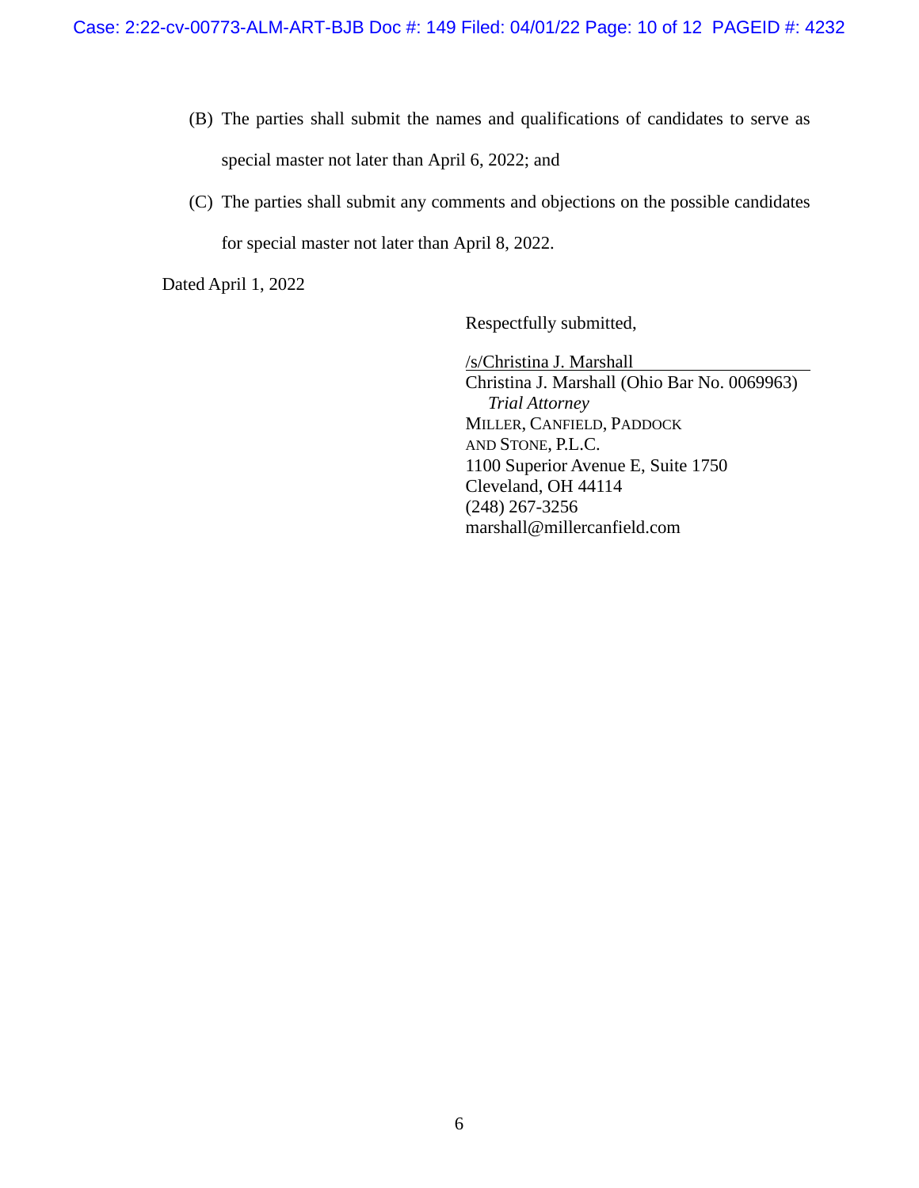(B) The parties shall submit the names and qualifications of candidates to serve as special master not later than April 6, 2022; and

(C) The parties shall submit any comments and objections on the possible candidates for special master not later than April 8, 2022.

Dated April 1, 2022

Respectfully submitted,

/s/Christina J. Marshall
Christina J. Marshall (Ohio Bar No. 0069963)
*Trial Attorney*
MILLER, CANFIELD, PADDOCK AND STONE, P.L.C.
1100 Superior Avenue E, Suite 1750
Cleveland, OH 44114
(248) 267-3256
marshall@millercanfield.com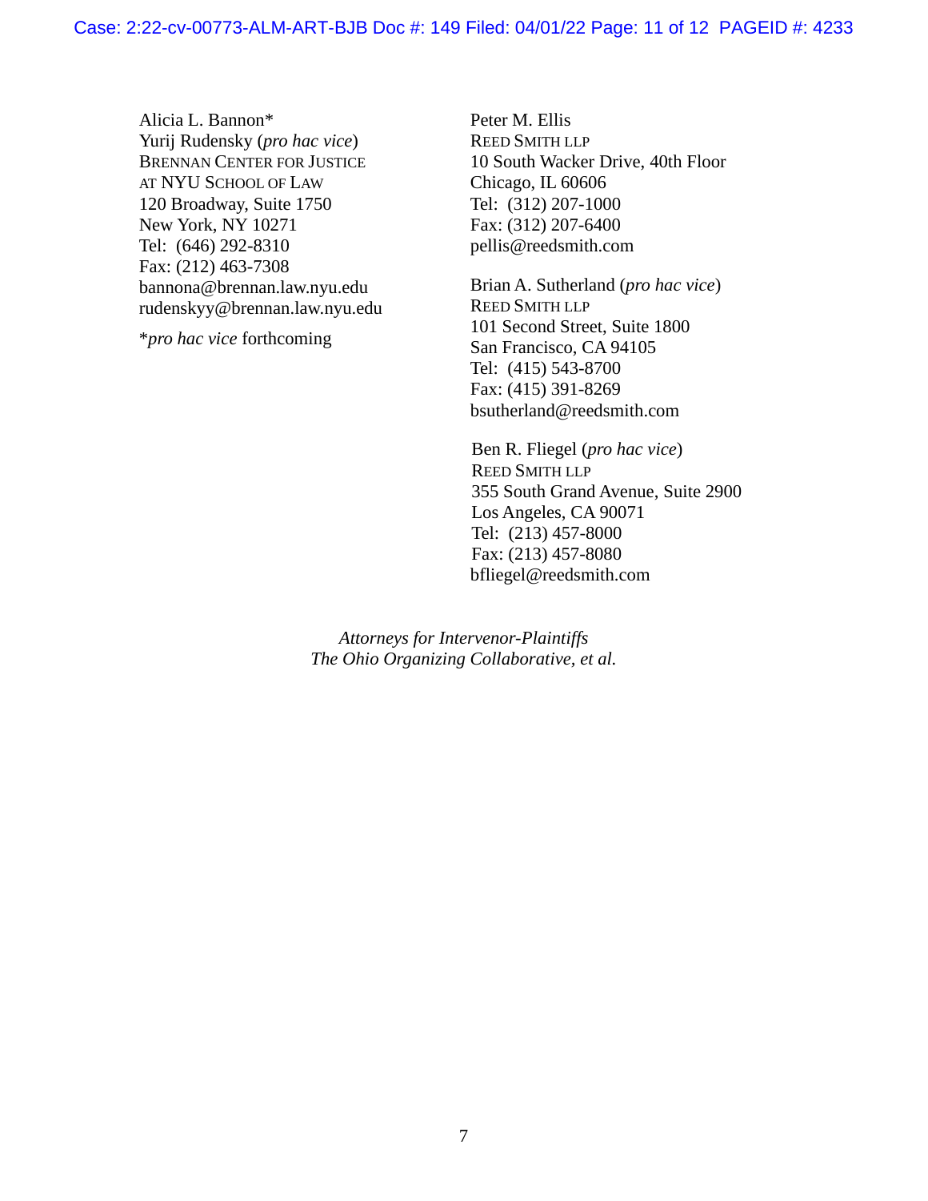Alicia L. Bannon*
Yurij Rudensky (*pro hac vice*)
BRENNAN CENTER FOR JUSTICE
AT NYU SCHOOL OF LAW
120 Broadway, Suite 1750
New York, NY 10271
Tel: (646) 292-8310
Fax: (212) 463-7308
bannona@brennan.law.nyu.edu
rudenskyy@brennan.law.nyu.edu

**pro hac vice* forthcoming

Peter M. Ellis
REED SMITH LLP
10 South Wacker Drive, 40th Floor
Chicago, IL 60606
Tel: (312) 207-1000
Fax: (312) 207-6400
pellis@reedsmith.com

Brian A. Sutherland (*pro hac vice*)
REED SMITH LLP
101 Second Street, Suite 1800
San Francisco, CA 94105
Tel: (415) 543-8700
Fax: (415) 391-8269
bsutherland@reedsmith.com

Ben R. Fliegel (*pro hac vice*)
REED SMITH LLP
355 South Grand Avenue, Suite 2900
Los Angeles, CA 90071
Tel: (213) 457-8000
Fax: (213) 457-8080
bfliegel@reedsmith.com

*Attorneys for Intervenor-Plaintiffs*
*The Ohio Organizing Collaborative, et al.*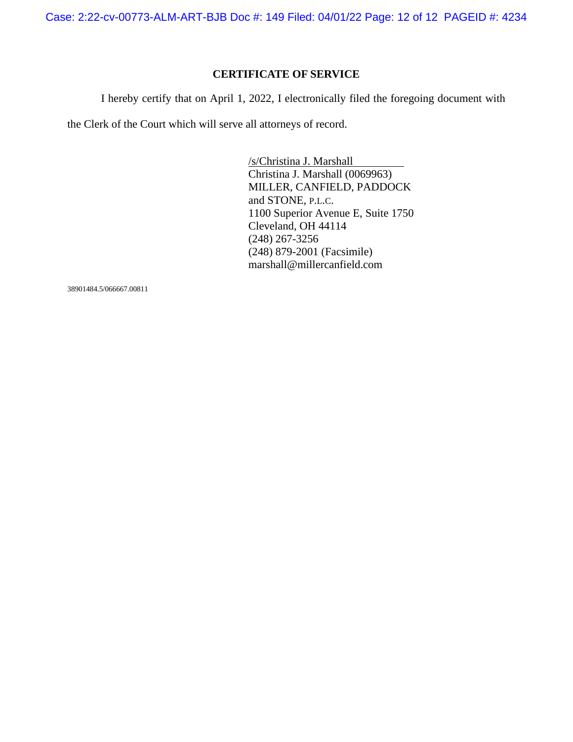## CERTIFICATE OF SERVICE

I hereby certify that on April 1, 2022, I electronically filed the foregoing document with the Clerk of the Court which will serve all attorneys of record.

/s/Christina J. Marshall
Christina J. Marshall (0069963)
MILLER, CANFIELD, PADDOCK and STONE, P.L.C.
1100 Superior Avenue E, Suite 1750
Cleveland, OH 44114
(248) 267-3256
(248) 879-2001 (Facsimile)
marshall@millercanfield.com

38901484.5/066667.00811